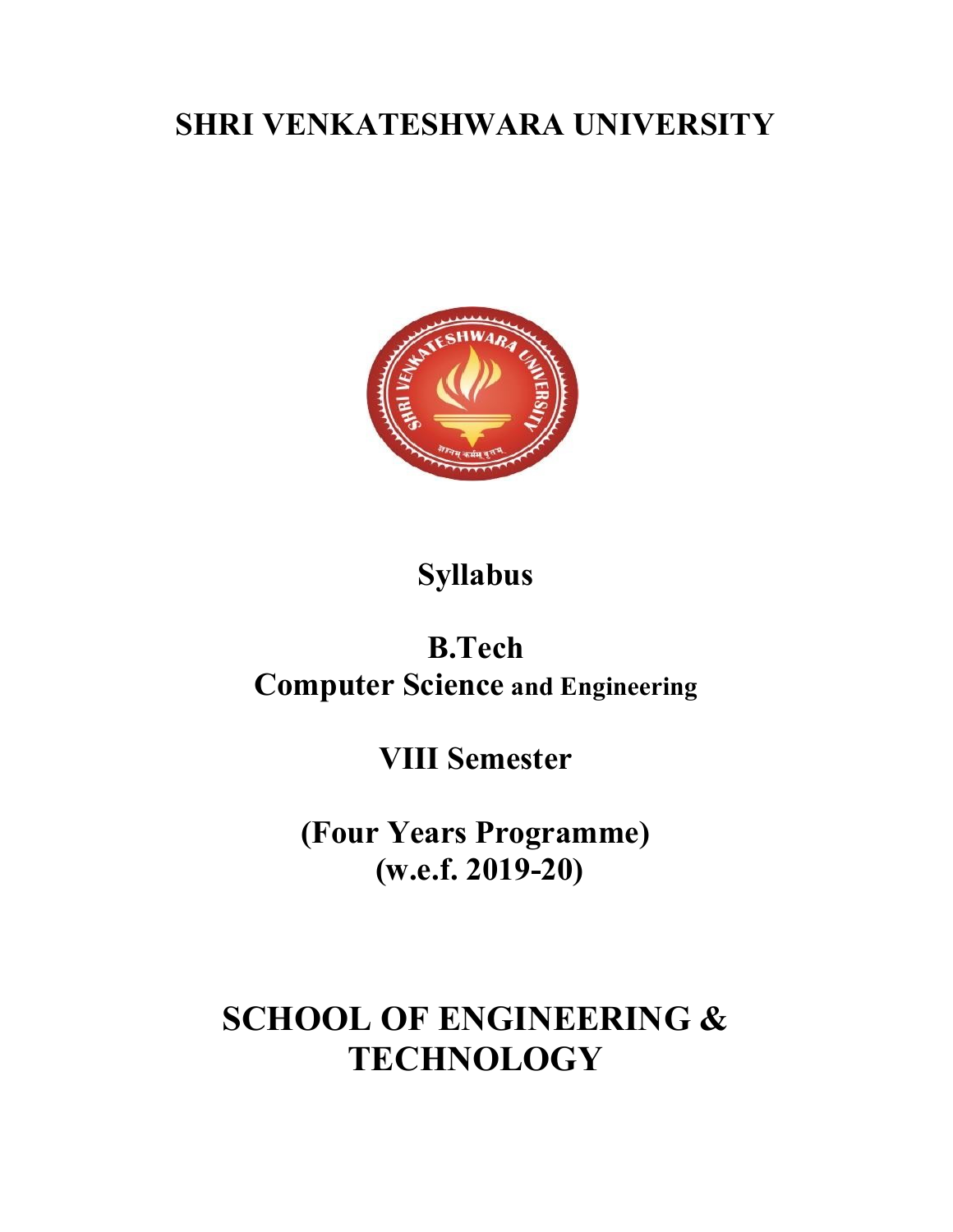# SHRI VENKATESHWARA UNIVERSITY

## Syllabus

## B.Tech
## Computer Science and Engineering

## VIII Semester

## (Four Years Programme)
## (w.e.f. 2019-20)

# SCHOOL OF ENGINEERING & TECHNOLOGY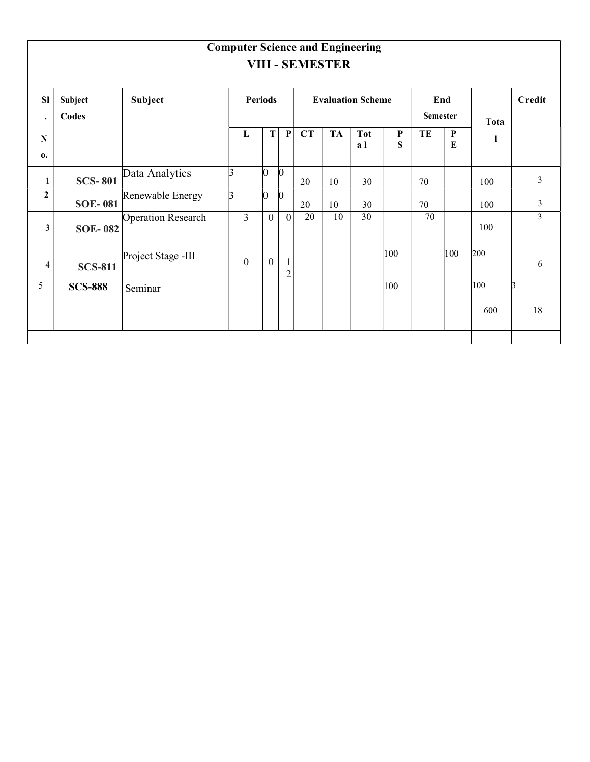# Computer Science and Engineering

## VIII - SEMESTER

| Sl. No. | Subject Codes | Subject | Periods | | | Evaluation Scheme | | | | End Semester | | Total | Credit |
|---|---|---|---|---|---|---|---|---|---|---|---|---|---|
| | | | L | T | P | CT | TA | Total | PS | TE | PE | | |
| 1 | SCS- 801 | Data Analytics | 3 | 0 | 0 | 20 | 10 | 30 | | 70 | | 100 | 3 |
| 2 | SOE- 081 | Renewable Energy | 3 | 0 | 0 | 20 | 10 | 30 | | 70 | | 100 | 3 |
| 3 | SOE- 082 | Operation Research | 3 | 0 | 0 | 20 | 10 | 30 | | 70 | | 100 | 3 |
| 4 | SCS-811 | Project Stage -III | 0 | 0 | 12 | | | | 100 | | 100 | 200 | 6 |
| 5 | SCS-888 | Seminar | | | | | | | 100 | | | 100 | 3 |
| | | | | | | | | | | | | 600 | 18 |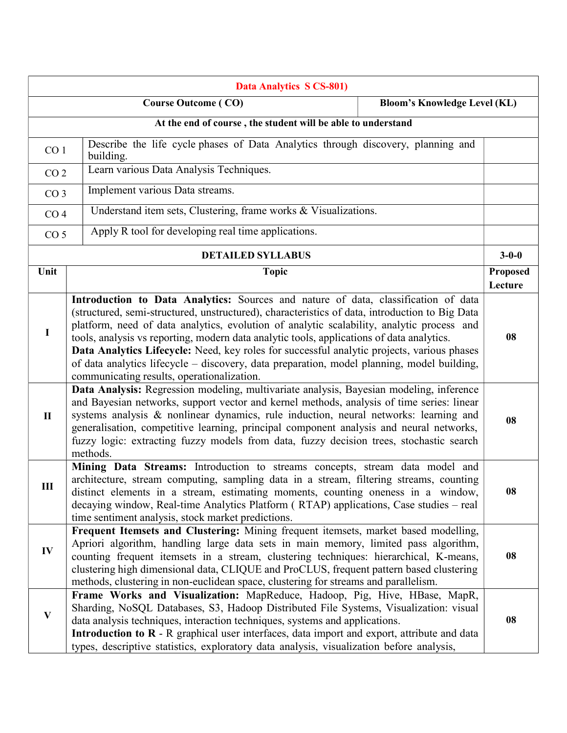| Data Analytics S CS-801) | | |
|---|---|---|
| **Course Outcome ( CO)** | | **Bloom's Knowledge Level (KL)** |
| **At the end of course , the student will be able to understand** | | |
| CO 1 | Describe the life cycle phases of Data Analytics through discovery, planning and building. | |
| CO 2 | Learn various Data Analysis Techniques. | |
| CO 3 | Implement various Data streams. | |
| CO 4 | Understand item sets, Clustering, frame works & Visualizations. | |
| CO 5 | Apply R tool for developing real time applications. | |

| **DETAILED SYLLABUS** | | **3-0-0** |
|---|---|---|
| **Unit** | **Topic** | **Proposed Lecture** |
| **I** | **Introduction to Data Analytics:** Sources and nature of data, classification of data (structured, semi-structured, unstructured), characteristics of data, introduction to Big Data platform, need of data analytics, evolution of analytic scalability, analytic process and tools, analysis vs reporting, modern data analytic tools, applications of data analytics. **Data Analytics Lifecycle:** Need, key roles for successful analytic projects, various phases of data analytics lifecycle – discovery, data preparation, model planning, model building, communicating results, operationalization. | **08** |
| **II** | **Data Analysis:** Regression modeling, multivariate analysis, Bayesian modeling, inference and Bayesian networks, support vector and kernel methods, analysis of time series: linear systems analysis & nonlinear dynamics, rule induction, neural networks: learning and generalisation, competitive learning, principal component analysis and neural networks, fuzzy logic: extracting fuzzy models from data, fuzzy decision trees, stochastic search methods. | **08** |
| **III** | **Mining Data Streams:** Introduction to streams concepts, stream data model and architecture, stream computing, sampling data in a stream, filtering streams, counting distinct elements in a stream, estimating moments, counting oneness in a window, decaying window, Real-time Analytics Platform ( RTAP) applications, Case studies – real time sentiment analysis, stock market predictions. | **08** |
| **IV** | **Frequent Itemsets and Clustering:** Mining frequent itemsets, market based modelling, Apriori algorithm, handling large data sets in main memory, limited pass algorithm, counting frequent itemsets in a stream, clustering techniques: hierarchical, K-means, clustering high dimensional data, CLIQUE and ProCLUS, frequent pattern based clustering methods, clustering in non-euclidean space, clustering for streams and parallelism. | **08** |
| **V** | **Frame Works and Visualization:** MapReduce, Hadoop, Pig, Hive, HBase, MapR, Sharding, NoSQL Databases, S3, Hadoop Distributed File Systems, Visualization: visual data analysis techniques, interaction techniques, systems and applications. **Introduction to R** - R graphical user interfaces, data import and export, attribute and data types, descriptive statistics, exploratory data analysis, visualization before analysis, | **08** |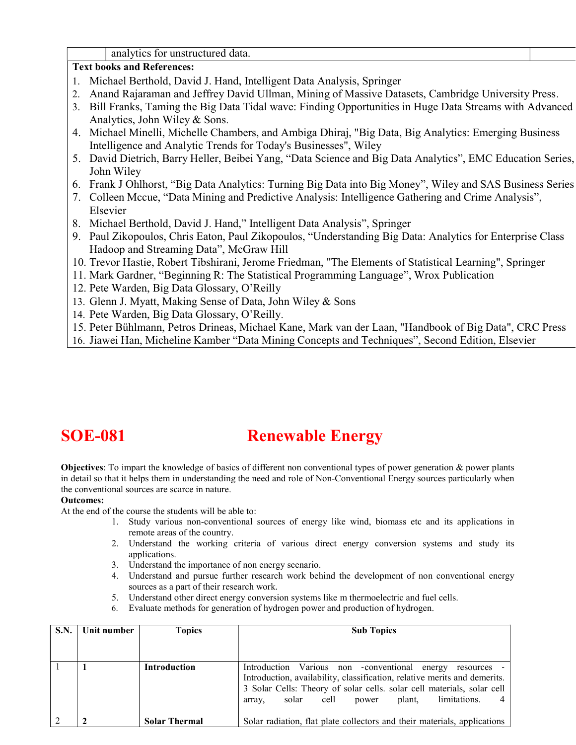| | analytics for unstructured data. | |
|---|---|---|

**Text books and References:**

1. Michael Berthold, David J. Hand, Intelligent Data Analysis, Springer
2. Anand Rajaraman and Jeffrey David Ullman, Mining of Massive Datasets, Cambridge University Press.
3. Bill Franks, Taming the Big Data Tidal wave: Finding Opportunities in Huge Data Streams with Advanced Analytics, John Wiley & Sons.
4. Michael Minelli, Michelle Chambers, and Ambiga Dhiraj, "Big Data, Big Analytics: Emerging Business Intelligence and Analytic Trends for Today's Businesses", Wiley
5. David Dietrich, Barry Heller, Beibei Yang, "Data Science and Big Data Analytics", EMC Education Series, John Wiley
6. Frank J Ohlhorst, "Big Data Analytics: Turning Big Data into Big Money", Wiley and SAS Business Series
7. Colleen Mccue, "Data Mining and Predictive Analysis: Intelligence Gathering and Crime Analysis", Elsevier
8. Michael Berthold, David J. Hand," Intelligent Data Analysis", Springer
9. Paul Zikopoulos, Chris Eaton, Paul Zikopoulos, "Understanding Big Data: Analytics for Enterprise Class Hadoop and Streaming Data", McGraw Hill
10. Trevor Hastie, Robert Tibshirani, Jerome Friedman, "The Elements of Statistical Learning", Springer
11. Mark Gardner, "Beginning R: The Statistical Programming Language", Wrox Publication
12. Pete Warden, Big Data Glossary, O'Reilly
13. Glenn J. Myatt, Making Sense of Data, John Wiley & Sons
14. Pete Warden, Big Data Glossary, O'Reilly.
15. Peter Bühlmann, Petros Drineas, Michael Kane, Mark van der Laan, "Handbook of Big Data", CRC Press
16. Jiawei Han, Micheline Kamber "Data Mining Concepts and Techniques", Second Edition, Elsevier

## SOE-081 Renewable Energy

**Objectives**: To impart the knowledge of basics of different non conventional types of power generation & power plants in detail so that it helps them in understanding the need and role of Non-Conventional Energy sources particularly when the conventional sources are scarce in nature.

**Outcomes:**

At the end of the course the students will be able to:

1. Study various non-conventional sources of energy like wind, biomass etc and its applications in remote areas of the country.
2. Understand the working criteria of various direct energy conversion systems and study its applications.
3. Understand the importance of non energy scenario.
4. Understand and pursue further research work behind the development of non conventional energy sources as a part of their research work.
5. Understand other direct energy conversion systems like m thermoelectric and fuel cells.
6. Evaluate methods for generation of hydrogen power and production of hydrogen.

| S.N. | Unit number | Topics | Sub Topics |
|---|---|---|---|
| 1 | **1** | **Introduction** | Introduction Various non -conventional energy resources - Introduction, availability, classification, relative merits and demerits. 3 Solar Cells: Theory of solar cells. solar cell materials, solar cell array, solar cell power plant, limitations. 4 |
| 2 | **2** | **Solar Thermal** | Solar radiation, flat plate collectors and their materials, applications |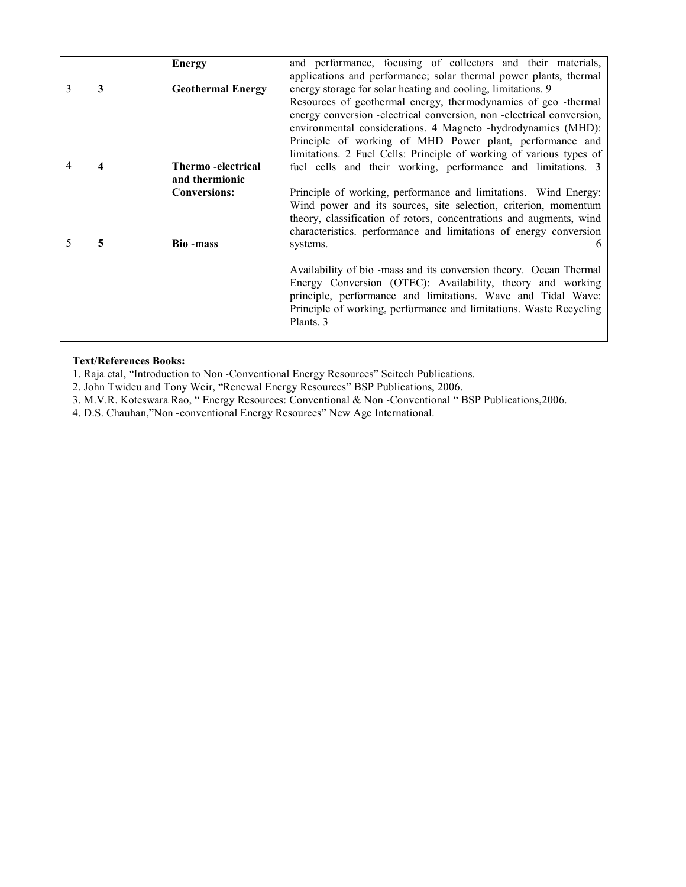| | | | |
|---|---|---|---|
| | | **Energy** | and performance, focusing of collectors and their materials, applications and performance; solar thermal power plants, thermal energy storage for solar heating and cooling, limitations. 9 |
| 3 | **3** | **Geothermal Energy** | Resources of geothermal energy, thermodynamics of geo -thermal energy conversion -electrical conversion, non -electrical conversion, environmental considerations. 4 Magneto -hydrodynamics (MHD): Principle of working of MHD Power plant, performance and limitations. 2 Fuel Cells: Principle of working of various types of fuel cells and their working, performance and limitations. 3 |
| 4 | **4** | **Thermo -electrical and thermionic Conversions:** | Principle of working, performance and limitations. Wind Energy: Wind power and its sources, site selection, criterion, momentum theory, classification of rotors, concentrations and augments, wind characteristics. performance and limitations of energy conversion systems. 6 |
| 5 | **5** | **Bio -mass** | Availability of bio -mass and its conversion theory. Ocean Thermal Energy Conversion (OTEC): Availability, theory and working principle, performance and limitations. Wave and Tidal Wave: Principle of working, performance and limitations. Waste Recycling Plants. 3 |

**Text/References Books:**

1. Raja etal, "Introduction to Non -Conventional Energy Resources" Scitech Publications.
2. John Twideu and Tony Weir, "Renewal Energy Resources" BSP Publications, 2006.
3. M.V.R. Koteswara Rao, " Energy Resources: Conventional & Non -Conventional " BSP Publications,2006.
4. D.S. Chauhan,"Non -conventional Energy Resources" New Age International.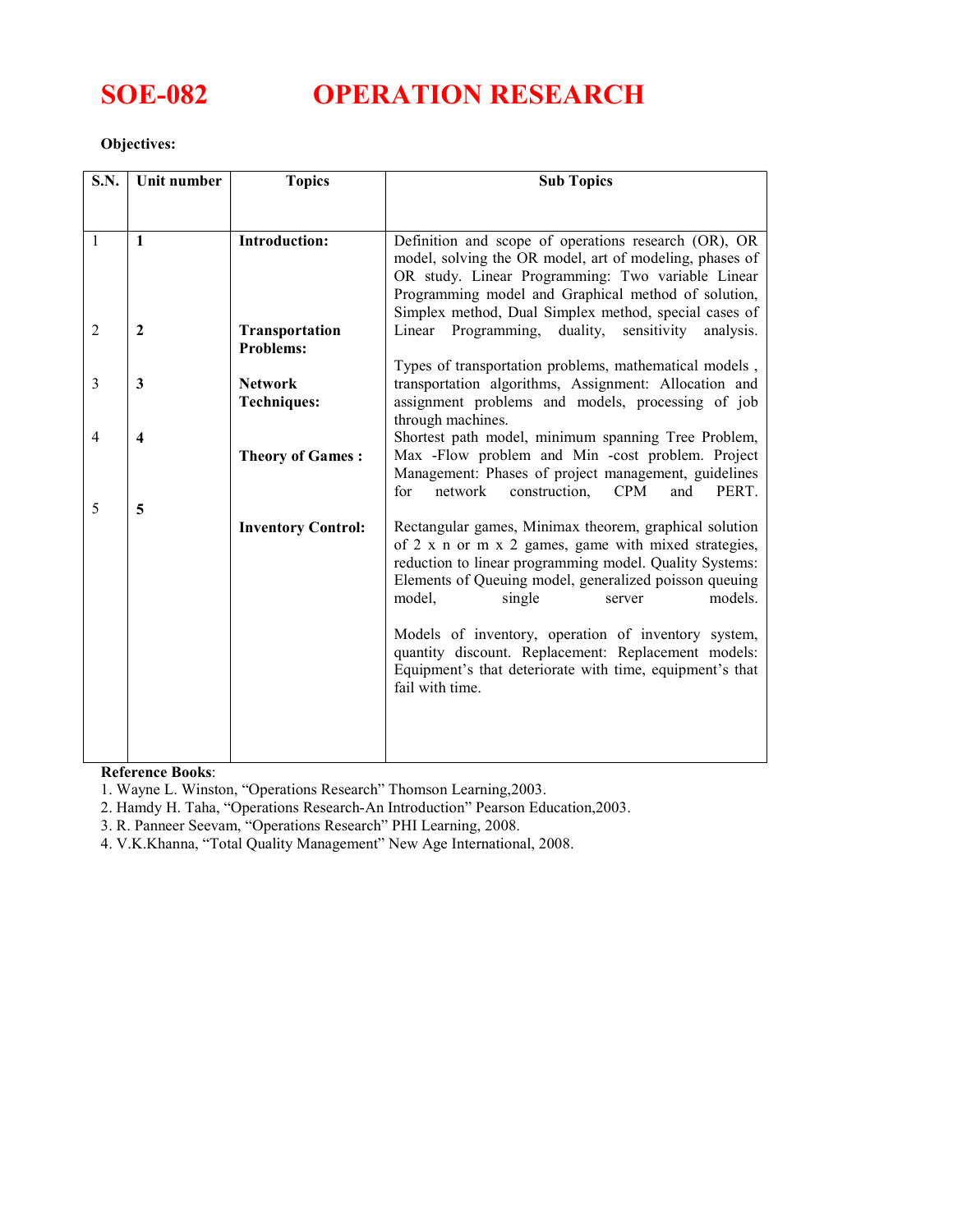# SOE-082 OPERATION RESEARCH

**Objectives:**

| S.N. | Unit number | Topics | Sub Topics |
|---|---|---|---|
| 1 | **1** | **Introduction:** | Definition and scope of operations research (OR), OR model, solving the OR model, art of modeling, phases of OR study. Linear Programming: Two variable Linear Programming model and Graphical method of solution, Simplex method, Dual Simplex method, special cases of Linear Programming, duality, sensitivity analysis. |
| 2 | **2** | **Transportation Problems:** | Types of transportation problems, mathematical models , transportation algorithms, Assignment: Allocation and assignment problems and models, processing of job through machines. |
| 3 | **3** | **Network Techniques:** | Shortest path model, minimum spanning Tree Problem, Max -Flow problem and Min -cost problem. Project Management: Phases of project management, guidelines for network construction, CPM and PERT. |
| 4 | **4** | **Theory of Games :** | Rectangular games, Minimax theorem, graphical solution of 2 x n or m x 2 games, game with mixed strategies, reduction to linear programming model. Quality Systems: Elements of Queuing model, generalized poisson queuing model, single server models. |
| 5 | **5** | **Inventory Control:** | Models of inventory, operation of inventory system, quantity discount. Replacement: Replacement models: Equipment's that deteriorate with time, equipment's that fail with time. |

**Reference Books**:

1. Wayne L. Winston, "Operations Research" Thomson Learning,2003.
2. Hamdy H. Taha, "Operations Research-An Introduction" Pearson Education,2003.
3. R. Panneer Seevam, "Operations Research" PHI Learning, 2008.
4. V.K.Khanna, "Total Quality Management" New Age International, 2008.